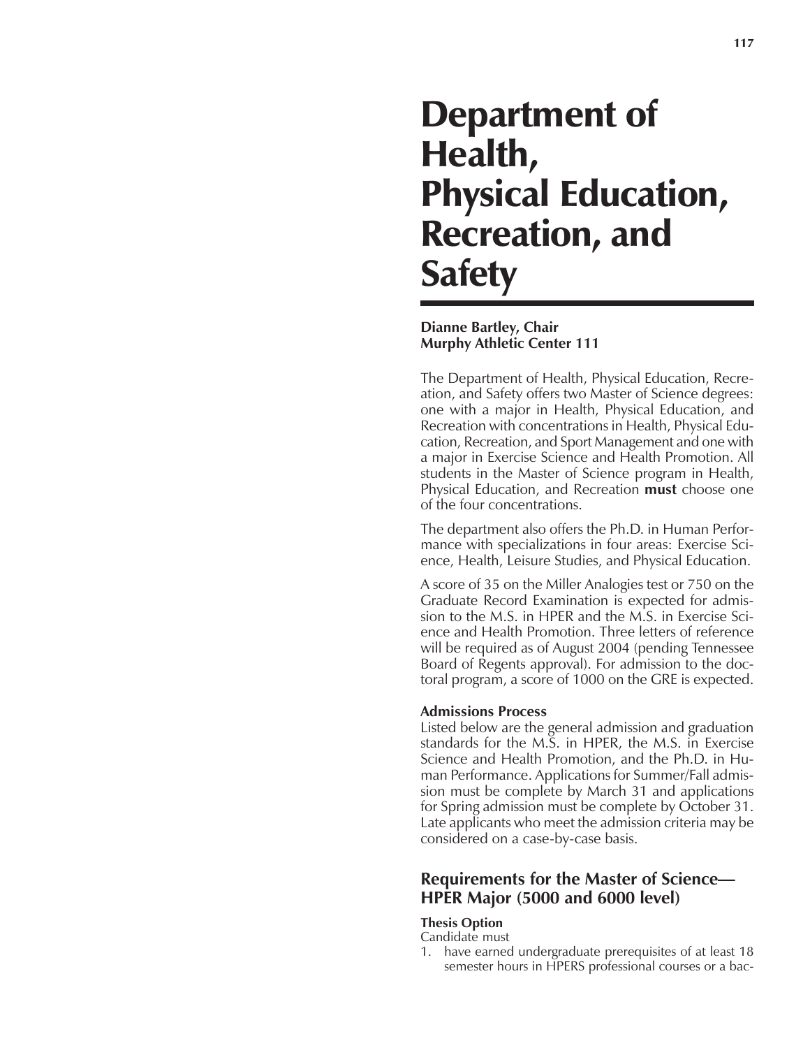# Department of Health, Physical Education, Recreation, and Safety

**Dianne Bartley, Chair**
**Murphy Athletic Center 111**

The Department of Health, Physical Education, Recreation, and Safety offers two Master of Science degrees: one with a major in Health, Physical Education, and Recreation with concentrations in Health, Physical Education, Recreation, and Sport Management and one with a major in Exercise Science and Health Promotion. All students in the Master of Science program in Health, Physical Education, and Recreation **must** choose one of the four concentrations.

The department also offers the Ph.D. in Human Performance with specializations in four areas: Exercise Science, Health, Leisure Studies, and Physical Education.

A score of 35 on the Miller Analogies test or 750 on the Graduate Record Examination is expected for admission to the M.S. in HPER and the M.S. in Exercise Science and Health Promotion. Three letters of reference will be required as of August 2004 (pending Tennessee Board of Regents approval). For admission to the doctoral program, a score of 1000 on the GRE is expected.

**Admissions Process**
Listed below are the general admission and graduation standards for the M.S. in HPER, the M.S. in Exercise Science and Health Promotion, and the Ph.D. in Human Performance. Applications for Summer/Fall admission must be complete by March 31 and applications for Spring admission must be complete by October 31. Late applicants who meet the admission criteria may be considered on a case-by-case basis.

## Requirements for the Master of Science—HPER Major (5000 and 6000 level)

**Thesis Option**
Candidate must

1. have earned undergraduate prerequisites of at least 18 semester hours in HPERS professional courses or a bac-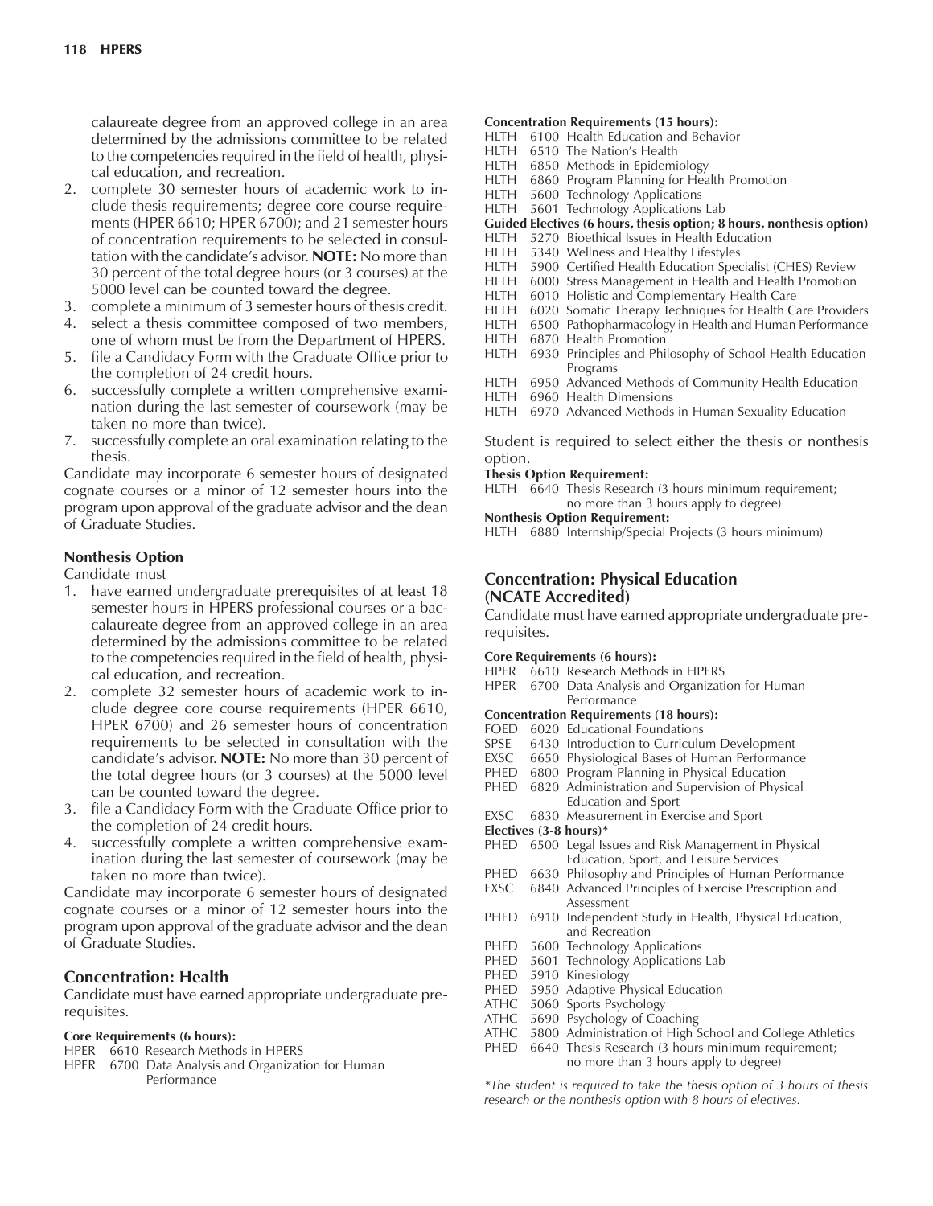calaureate degree from an approved college in an area determined by the admissions committee to be related to the competencies required in the field of health, physical education, and recreation.
2. complete 30 semester hours of academic work to include thesis requirements; degree core course requirements (HPER 6610; HPER 6700); and 21 semester hours of concentration requirements to be selected in consultation with the candidate's advisor. **NOTE:** No more than 30 percent of the total degree hours (or 3 courses) at the 5000 level can be counted toward the degree.
3. complete a minimum of 3 semester hours of thesis credit.
4. select a thesis committee composed of two members, one of whom must be from the Department of HPERS.
5. file a Candidacy Form with the Graduate Office prior to the completion of 24 credit hours.
6. successfully complete a written comprehensive examination during the last semester of coursework (may be taken no more than twice).
7. successfully complete an oral examination relating to the thesis.

Candidate may incorporate 6 semester hours of designated cognate courses or a minor of 12 semester hours into the program upon approval of the graduate advisor and the dean of Graduate Studies.

**Nonthesis Option**

Candidate must

1. have earned undergraduate prerequisites of at least 18 semester hours in HPERS professional courses or a baccalaureate degree from an approved college in an area determined by the admissions committee to be related to the competencies required in the field of health, physical education, and recreation.
2. complete 32 semester hours of academic work to include degree core course requirements (HPER 6610, HPER 6700) and 26 semester hours of concentration requirements to be selected in consultation with the candidate's advisor. **NOTE:** No more than 30 percent of the total degree hours (or 3 courses) at the 5000 level can be counted toward the degree.
3. file a Candidacy Form with the Graduate Office prior to the completion of 24 credit hours.
4. successfully complete a written comprehensive examination during the last semester of coursework (may be taken no more than twice).

Candidate may incorporate 6 semester hours of designated cognate courses or a minor of 12 semester hours into the program upon approval of the graduate advisor and the dean of Graduate Studies.

## Concentration: Health

Candidate must have earned appropriate undergraduate prerequisites.

**Core Requirements (6 hours):**

HPER 6610 Research Methods in HPERS
HPER 6700 Data Analysis and Organization for Human Performance

**Concentration Requirements (15 hours):**

HLTH 6100 Health Education and Behavior
HLTH 6510 The Nation's Health
HLTH 6850 Methods in Epidemiology
HLTH 6860 Program Planning for Health Promotion
HLTH 5600 Technology Applications
HLTH 5601 Technology Applications Lab

**Guided Electives (6 hours, thesis option; 8 hours, nonthesis option)**

HLTH 5270 Bioethical Issues in Health Education
HLTH 5340 Wellness and Healthy Lifestyles
HLTH 5900 Certified Health Education Specialist (CHES) Review
HLTH 6000 Stress Management in Health and Health Promotion
HLTH 6010 Holistic and Complementary Health Care
HLTH 6020 Somatic Therapy Techniques for Health Care Providers
HLTH 6500 Pathopharmacology in Health and Human Performance
HLTH 6870 Health Promotion
HLTH 6930 Principles and Philosophy of School Health Education Programs
HLTH 6950 Advanced Methods of Community Health Education
HLTH 6960 Health Dimensions
HLTH 6970 Advanced Methods in Human Sexuality Education

Student is required to select either the thesis or nonthesis option.

**Thesis Option Requirement:**

HLTH 6640 Thesis Research (3 hours minimum requirement; no more than 3 hours apply to degree)

**Nonthesis Option Requirement:**

HLTH 6880 Internship/Special Projects (3 hours minimum)

## Concentration: Physical Education (NCATE Accredited)

Candidate must have earned appropriate undergraduate prerequisites.

**Core Requirements (6 hours):**

HPER 6610 Research Methods in HPERS
HPER 6700 Data Analysis and Organization for Human Performance

**Concentration Requirements (18 hours):**

FOED 6020 Educational Foundations
SPSE 6430 Introduction to Curriculum Development
EXSC 6650 Physiological Bases of Human Performance
PHED 6800 Program Planning in Physical Education
PHED 6820 Administration and Supervision of Physical Education and Sport
EXSC 6830 Measurement in Exercise and Sport

**Electives (3-8 hours)***

PHED 6500 Legal Issues and Risk Management in Physical Education, Sport, and Leisure Services
PHED 6630 Philosophy and Principles of Human Performance
EXSC 6840 Advanced Principles of Exercise Prescription and Assessment
PHED 6910 Independent Study in Health, Physical Education, and Recreation
PHED 5600 Technology Applications
PHED 5601 Technology Applications Lab
PHED 5910 Kinesiology
PHED 5950 Adaptive Physical Education
ATHC 5060 Sports Psychology
ATHC 5690 Psychology of Coaching
ATHC 5800 Administration of High School and College Athletics
PHED 6640 Thesis Research (3 hours minimum requirement; no more than 3 hours apply to degree)

*The student is required to take the thesis option of 3 hours of thesis research or the nonthesis option with 8 hours of electives.*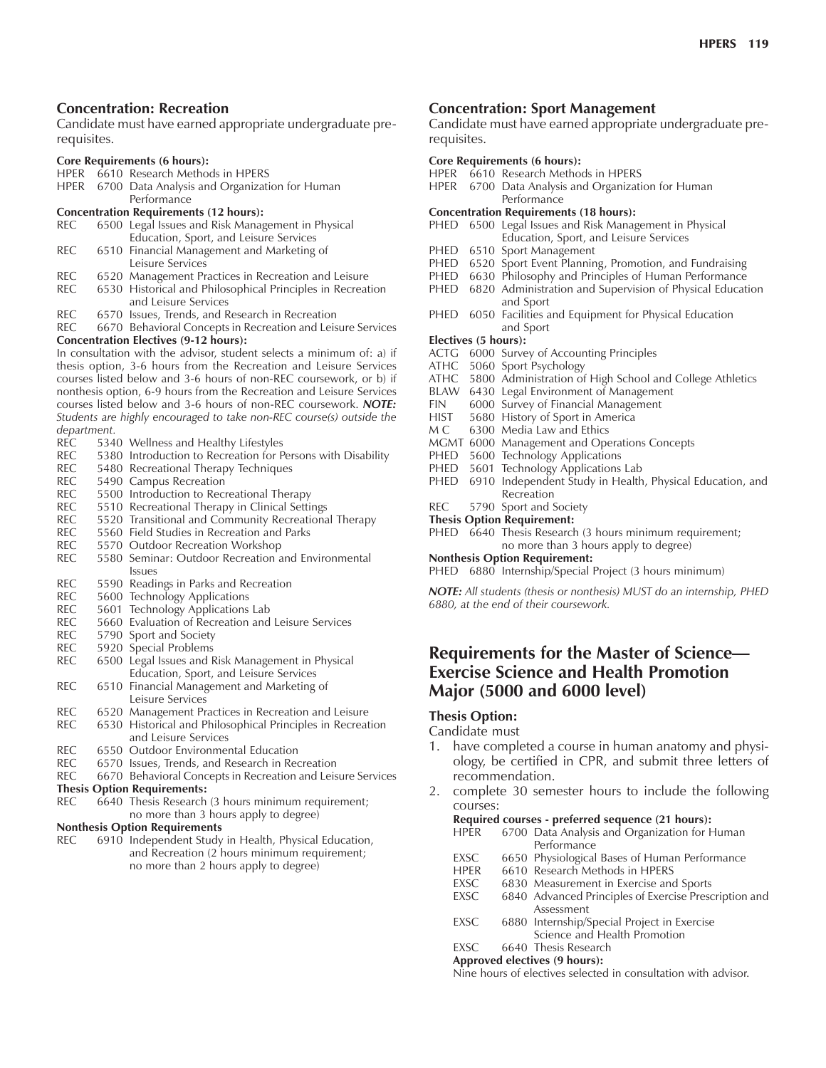### Concentration: Recreation

Candidate must have earned appropriate undergraduate prerequisites.

**Core Requirements (6 hours):**

HPER 6610 Research Methods in HPERS
HPER 6700 Data Analysis and Organization for Human Performance

**Concentration Requirements (12 hours):**

REC 6500 Legal Issues and Risk Management in Physical Education, Sport, and Leisure Services
REC 6510 Financial Management and Marketing of Leisure Services
REC 6520 Management Practices in Recreation and Leisure
REC 6530 Historical and Philosophical Principles in Recreation and Leisure Services
REC 6570 Issues, Trends, and Research in Recreation
REC 6670 Behavioral Concepts in Recreation and Leisure Services

**Concentration Electives (9-12 hours):**

In consultation with the advisor, student selects a minimum of: a) if thesis option, 3-6 hours from the Recreation and Leisure Services courses listed below and 3-6 hours of non-REC coursework, or b) if nonthesis option, 6-9 hours from the Recreation and Leisure Services courses listed below and 3-6 hours of non-REC coursework. ***NOTE:*** *Students are highly encouraged to take non-REC course(s) outside the department.*

REC 5340 Wellness and Healthy Lifestyles
REC 5380 Introduction to Recreation for Persons with Disability
REC 5480 Recreational Therapy Techniques
REC 5490 Campus Recreation
REC 5500 Introduction to Recreational Therapy
REC 5510 Recreational Therapy in Clinical Settings
REC 5520 Transitional and Community Recreational Therapy
REC 5560 Field Studies in Recreation and Parks
REC 5570 Outdoor Recreation Workshop
REC 5580 Seminar: Outdoor Recreation and Environmental Issues
REC 5590 Readings in Parks and Recreation
REC 5600 Technology Applications
REC 5601 Technology Applications Lab
REC 5660 Evaluation of Recreation and Leisure Services
REC 5790 Sport and Society
REC 5920 Special Problems
REC 6500 Legal Issues and Risk Management in Physical Education, Sport, and Leisure Services
REC 6510 Financial Management and Marketing of Leisure Services
REC 6520 Management Practices in Recreation and Leisure
REC 6530 Historical and Philosophical Principles in Recreation and Leisure Services
REC 6550 Outdoor Environmental Education
REC 6570 Issues, Trends, and Research in Recreation
REC 6670 Behavioral Concepts in Recreation and Leisure Services

**Thesis Option Requirements:**

REC 6640 Thesis Research (3 hours minimum requirement; no more than 3 hours apply to degree)

**Nonthesis Option Requirements**

REC 6910 Independent Study in Health, Physical Education, and Recreation (2 hours minimum requirement; no more than 2 hours apply to degree)

### Concentration: Sport Management

Candidate must have earned appropriate undergraduate prerequisites.

**Core Requirements (6 hours):**

HPER 6610 Research Methods in HPERS
HPER 6700 Data Analysis and Organization for Human Performance

**Concentration Requirements (18 hours):**

PHED 6500 Legal Issues and Risk Management in Physical Education, Sport, and Leisure Services
PHED 6510 Sport Management
PHED 6520 Sport Event Planning, Promotion, and Fundraising
PHED 6630 Philosophy and Principles of Human Performance
PHED 6820 Administration and Supervision of Physical Education and Sport
PHED 6050 Facilities and Equipment for Physical Education and Sport

**Electives (5 hours):**

ACTG 6000 Survey of Accounting Principles
ATHC 5060 Sport Psychology
ATHC 5800 Administration of High School and College Athletics
BLAW 6430 Legal Environment of Management
FIN 6000 Survey of Financial Management
HIST 5680 History of Sport in America
M C 6300 Media Law and Ethics
MGMT 6000 Management and Operations Concepts
PHED 5600 Technology Applications
PHED 5601 Technology Applications Lab
PHED 6910 Independent Study in Health, Physical Education, and Recreation
REC 5790 Sport and Society

**Thesis Option Requirement:**

PHED 6640 Thesis Research (3 hours minimum requirement; no more than 3 hours apply to degree)

**Nonthesis Option Requirement:**

PHED 6880 Internship/Special Project (3 hours minimum)

***NOTE:*** *All students (thesis or nonthesis) MUST do an internship, PHED 6880, at the end of their coursework.*

## Requirements for the Master of Science—Exercise Science and Health Promotion Major (5000 and 6000 level)

### Thesis Option:

Candidate must

1. have completed a course in human anatomy and physiology, be certified in CPR, and submit three letters of recommendation.
2. complete 30 semester hours to include the following courses:

   **Required courses - preferred sequence (21 hours):**

   HPER 6700 Data Analysis and Organization for Human Performance
   EXSC 6650 Physiological Bases of Human Performance
   HPER 6610 Research Methods in HPERS
   EXSC 6830 Measurement in Exercise and Sports
   EXSC 6840 Advanced Principles of Exercise Prescription and Assessment
   EXSC 6880 Internship/Special Project in Exercise Science and Health Promotion
   EXSC 6640 Thesis Research

   **Approved electives (9 hours):**

   Nine hours of electives selected in consultation with advisor.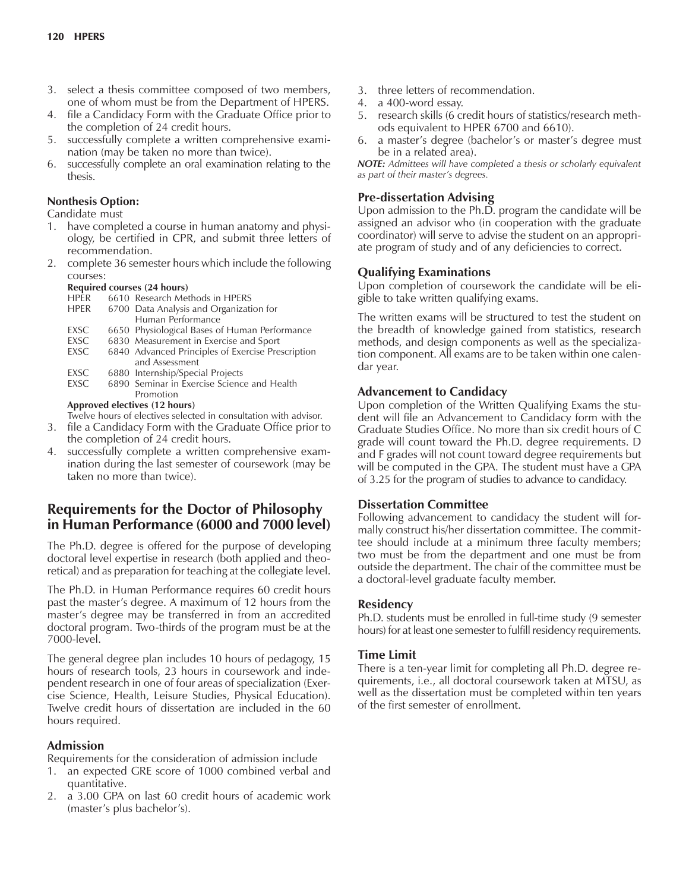3. select a thesis committee composed of two members, one of whom must be from the Department of HPERS.
4. file a Candidacy Form with the Graduate Office prior to the completion of 24 credit hours.
5. successfully complete a written comprehensive examination (may be taken no more than twice).
6. successfully complete an oral examination relating to the thesis.

**Nonthesis Option:**

Candidate must

1. have completed a course in human anatomy and physiology, be certified in CPR, and submit three letters of recommendation.
2. complete 36 semester hours which include the following courses:

**Required courses (24 hours)**

| | | |
|---|---|---|
| HPER | 6610 | Research Methods in HPERS |
| HPER | 6700 | Data Analysis and Organization for Human Performance |
| EXSC | 6650 | Physiological Bases of Human Performance |
| EXSC | 6830 | Measurement in Exercise and Sport |
| EXSC | 6840 | Advanced Principles of Exercise Prescription and Assessment |
| EXSC | 6880 | Internship/Special Projects |
| EXSC | 6890 | Seminar in Exercise Science and Health Promotion |

**Approved electives (12 hours)**

Twelve hours of electives selected in consultation with advisor.

3. file a Candidacy Form with the Graduate Office prior to the completion of 24 credit hours.
4. successfully complete a written comprehensive examination during the last semester of coursework (may be taken no more than twice).

## Requirements for the Doctor of Philosophy in Human Performance (6000 and 7000 level)

The Ph.D. degree is offered for the purpose of developing doctoral level expertise in research (both applied and theoretical) and as preparation for teaching at the collegiate level.

The Ph.D. in Human Performance requires 60 credit hours past the master's degree. A maximum of 12 hours from the master's degree may be transferred in from an accredited doctoral program. Two-thirds of the program must be at the 7000-level.

The general degree plan includes 10 hours of pedagogy, 15 hours of research tools, 23 hours in coursework and independent research in one of four areas of specialization (Exercise Science, Health, Leisure Studies, Physical Education). Twelve credit hours of dissertation are included in the 60 hours required.

### Admission

Requirements for the consideration of admission include

1. an expected GRE score of 1000 combined verbal and quantitative.
2. a 3.00 GPA on last 60 credit hours of academic work (master's plus bachelor's).
3. three letters of recommendation.
4. a 400-word essay.
5. research skills (6 credit hours of statistics/research methods equivalent to HPER 6700 and 6610).
6. a master's degree (bachelor's or master's degree must be in a related area).

***NOTE:*** *Admittees will have completed a thesis or scholarly equivalent as part of their master's degrees.*

### Pre-dissertation Advising

Upon admission to the Ph.D. program the candidate will be assigned an advisor who (in cooperation with the graduate coordinator) will serve to advise the student on an appropriate program of study and of any deficiencies to correct.

### Qualifying Examinations

Upon completion of coursework the candidate will be eligible to take written qualifying exams.

The written exams will be structured to test the student on the breadth of knowledge gained from statistics, research methods, and design components as well as the specialization component. All exams are to be taken within one calendar year.

### Advancement to Candidacy

Upon completion of the Written Qualifying Exams the student will file an Advancement to Candidacy form with the Graduate Studies Office. No more than six credit hours of C grade will count toward the Ph.D. degree requirements. D and F grades will not count toward degree requirements but will be computed in the GPA. The student must have a GPA of 3.25 for the program of studies to advance to candidacy.

### Dissertation Committee

Following advancement to candidacy the student will formally construct his/her dissertation committee. The committee should include at a minimum three faculty members; two must be from the department and one must be from outside the department. The chair of the committee must be a doctoral-level graduate faculty member.

### Residency

Ph.D. students must be enrolled in full-time study (9 semester hours) for at least one semester to fulfill residency requirements.

### Time Limit

There is a ten-year limit for completing all Ph.D. degree requirements, i.e., all doctoral coursework taken at MTSU, as well as the dissertation must be completed within ten years of the first semester of enrollment.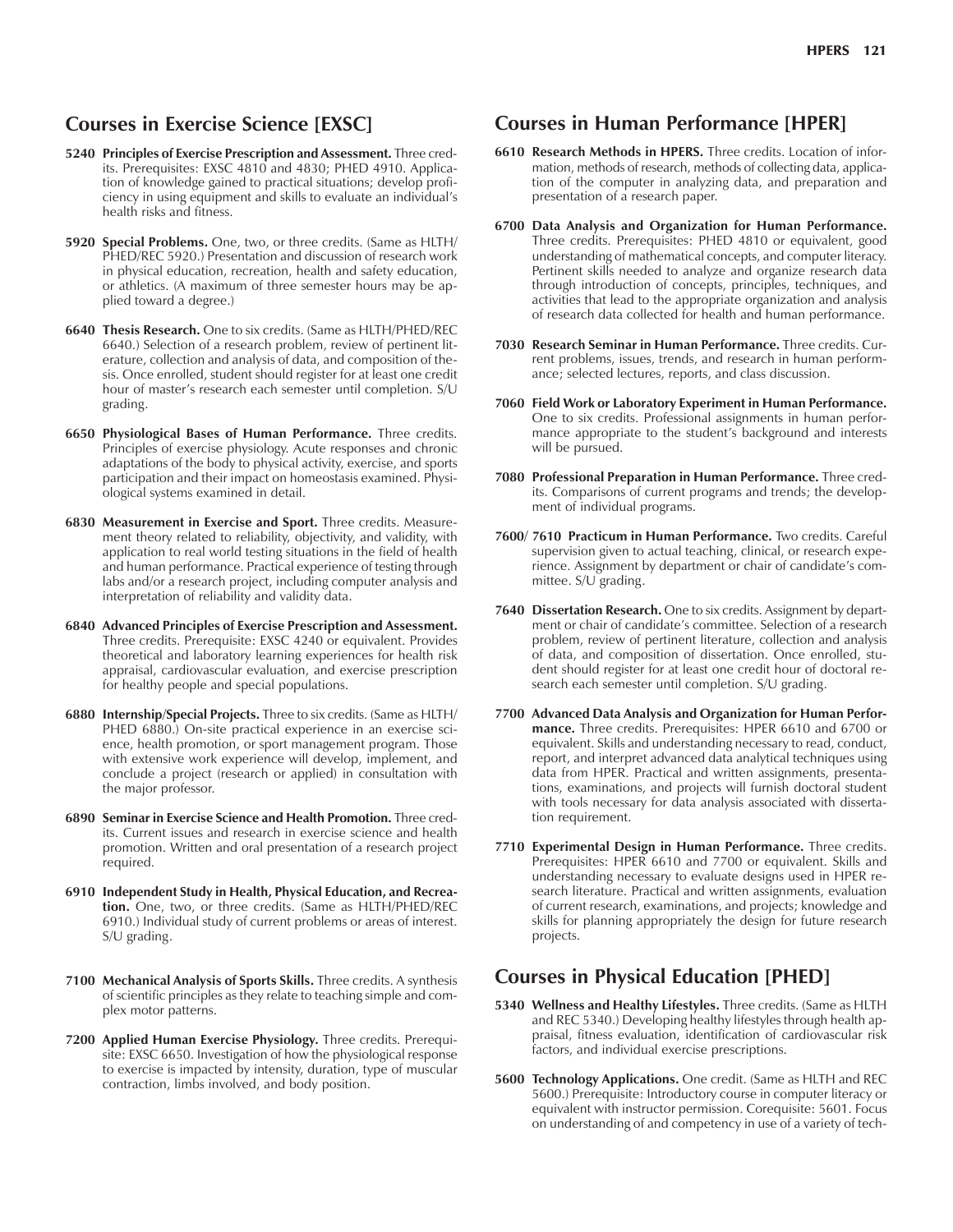## Courses in Exercise Science [EXSC]

**5240 Principles of Exercise Prescription and Assessment.** Three credits. Prerequisites: EXSC 4810 and 4830; PHED 4910. Application of knowledge gained to practical situations; develop proficiency in using equipment and skills to evaluate an individual's health risks and fitness.

**5920 Special Problems.** One, two, or three credits. (Same as HLTH/PHED/REC 5920.) Presentation and discussion of research work in physical education, recreation, health and safety education, or athletics. (A maximum of three semester hours may be applied toward a degree.)

**6640 Thesis Research.** One to six credits. (Same as HLTH/PHED/REC 6640.) Selection of a research problem, review of pertinent literature, collection and analysis of data, and composition of thesis. Once enrolled, student should register for at least one credit hour of master's research each semester until completion. S/U grading.

**6650 Physiological Bases of Human Performance.** Three credits. Principles of exercise physiology. Acute responses and chronic adaptations of the body to physical activity, exercise, and sports participation and their impact on homeostasis examined. Physiological systems examined in detail.

**6830 Measurement in Exercise and Sport.** Three credits. Measurement theory related to reliability, objectivity, and validity, with application to real world testing situations in the field of health and human performance. Practical experience of testing through labs and/or a research project, including computer analysis and interpretation of reliability and validity data.

**6840 Advanced Principles of Exercise Prescription and Assessment.** Three credits. Prerequisite: EXSC 4240 or equivalent. Provides theoretical and laboratory learning experiences for health risk appraisal, cardiovascular evaluation, and exercise prescription for healthy people and special populations.

**6880 Internship/Special Projects.** Three to six credits. (Same as HLTH/PHED 6880.) On-site practical experience in an exercise science, health promotion, or sport management program. Those with extensive work experience will develop, implement, and conclude a project (research or applied) in consultation with the major professor.

**6890 Seminar in Exercise Science and Health Promotion.** Three credits. Current issues and research in exercise science and health promotion. Written and oral presentation of a research project required.

**6910 Independent Study in Health, Physical Education, and Recreation.** One, two, or three credits. (Same as HLTH/PHED/REC 6910.) Individual study of current problems or areas of interest. S/U grading.

**7100 Mechanical Analysis of Sports Skills.** Three credits. A synthesis of scientific principles as they relate to teaching simple and complex motor patterns.

**7200 Applied Human Exercise Physiology.** Three credits. Prerequisite: EXSC 6650. Investigation of how the physiological response to exercise is impacted by intensity, duration, type of muscular contraction, limbs involved, and body position.

## Courses in Human Performance [HPER]

**6610 Research Methods in HPERS.** Three credits. Location of information, methods of research, methods of collecting data, application of the computer in analyzing data, and preparation and presentation of a research paper.

**6700 Data Analysis and Organization for Human Performance.** Three credits. Prerequisites: PHED 4810 or equivalent, good understanding of mathematical concepts, and computer literacy. Pertinent skills needed to analyze and organize research data through introduction of concepts, principles, techniques, and activities that lead to the appropriate organization and analysis of research data collected for health and human performance.

**7030 Research Seminar in Human Performance.** Three credits. Current problems, issues, trends, and research in human performance; selected lectures, reports, and class discussion.

**7060 Field Work or Laboratory Experiment in Human Performance.** One to six credits. Professional assignments in human performance appropriate to the student's background and interests will be pursued.

**7080 Professional Preparation in Human Performance.** Three credits. Comparisons of current programs and trends; the development of individual programs.

**7600/ 7610 Practicum in Human Performance.** Two credits. Careful supervision given to actual teaching, clinical, or research experience. Assignment by department or chair of candidate's committee. S/U grading.

**7640 Dissertation Research.** One to six credits. Assignment by department or chair of candidate's committee. Selection of a research problem, review of pertinent literature, collection and analysis of data, and composition of dissertation. Once enrolled, student should register for at least one credit hour of doctoral research each semester until completion. S/U grading.

**7700 Advanced Data Analysis and Organization for Human Performance.** Three credits. Prerequisites: HPER 6610 and 6700 or equivalent. Skills and understanding necessary to read, conduct, report, and interpret advanced data analytical techniques using data from HPER. Practical and written assignments, presentations, examinations, and projects will furnish doctoral student with tools necessary for data analysis associated with dissertation requirement.

**7710 Experimental Design in Human Performance.** Three credits. Prerequisites: HPER 6610 and 7700 or equivalent. Skills and understanding necessary to evaluate designs used in HPER research literature. Practical and written assignments, evaluation of current research, examinations, and projects; knowledge and skills for planning appropriately the design for future research projects.

## Courses in Physical Education [PHED]

**5340 Wellness and Healthy Lifestyles.** Three credits. (Same as HLTH and REC 5340.) Developing healthy lifestyles through health appraisal, fitness evaluation, identification of cardiovascular risk factors, and individual exercise prescriptions.

**5600 Technology Applications.** One credit. (Same as HLTH and REC 5600.) Prerequisite: Introductory course in computer literacy or equivalent with instructor permission. Corequisite: 5601. Focus on understanding of and competency in use of a variety of tech-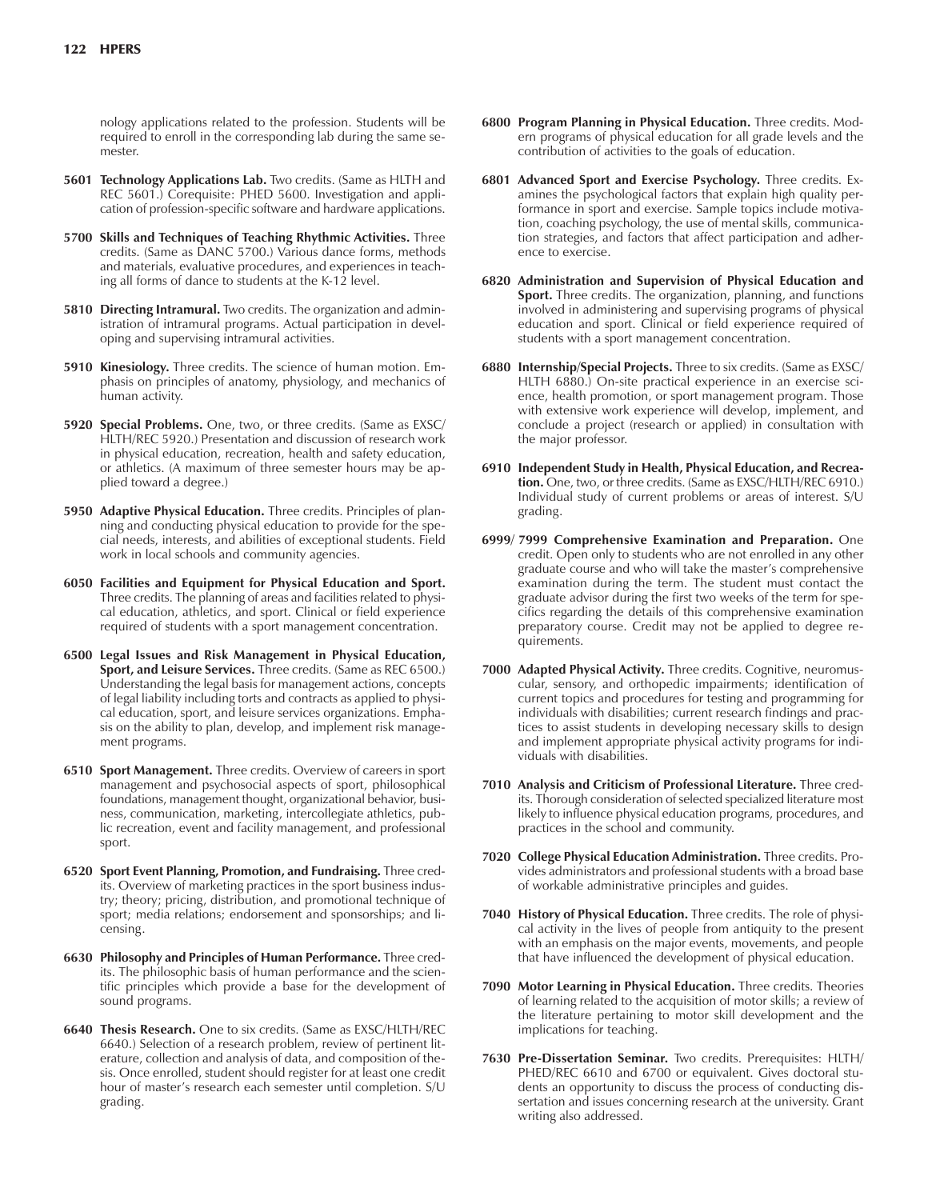nology applications related to the profession. Students will be required to enroll in the corresponding lab during the same semester.

**5601 Technology Applications Lab.** Two credits. (Same as HLTH and REC 5601.) Corequisite: PHED 5600. Investigation and application of profession-specific software and hardware applications.

**5700 Skills and Techniques of Teaching Rhythmic Activities.** Three credits. (Same as DANC 5700.) Various dance forms, methods and materials, evaluative procedures, and experiences in teaching all forms of dance to students at the K-12 level.

**5810 Directing Intramural.** Two credits. The organization and administration of intramural programs. Actual participation in developing and supervising intramural activities.

**5910 Kinesiology.** Three credits. The science of human motion. Emphasis on principles of anatomy, physiology, and mechanics of human activity.

**5920 Special Problems.** One, two, or three credits. (Same as EXSC/HLTH/REC 5920.) Presentation and discussion of research work in physical education, recreation, health and safety education, or athletics. (A maximum of three semester hours may be applied toward a degree.)

**5950 Adaptive Physical Education.** Three credits. Principles of planning and conducting physical education to provide for the special needs, interests, and abilities of exceptional students. Field work in local schools and community agencies.

**6050 Facilities and Equipment for Physical Education and Sport.** Three credits. The planning of areas and facilities related to physical education, athletics, and sport. Clinical or field experience required of students with a sport management concentration.

**6500 Legal Issues and Risk Management in Physical Education, Sport, and Leisure Services.** Three credits. (Same as REC 6500.) Understanding the legal basis for management actions, concepts of legal liability including torts and contracts as applied to physical education, sport, and leisure services organizations. Emphasis on the ability to plan, develop, and implement risk management programs.

**6510 Sport Management.** Three credits. Overview of careers in sport management and psychosocial aspects of sport, philosophical foundations, management thought, organizational behavior, business, communication, marketing, intercollegiate athletics, public recreation, event and facility management, and professional sport.

**6520 Sport Event Planning, Promotion, and Fundraising.** Three credits. Overview of marketing practices in the sport business industry; theory; pricing, distribution, and promotional technique of sport; media relations; endorsement and sponsorships; and licensing.

**6630 Philosophy and Principles of Human Performance.** Three credits. The philosophic basis of human performance and the scientific principles which provide a base for the development of sound programs.

**6640 Thesis Research.** One to six credits. (Same as EXSC/HLTH/REC 6640.) Selection of a research problem, review of pertinent literature, collection and analysis of data, and composition of thesis. Once enrolled, student should register for at least one credit hour of master's research each semester until completion. S/U grading.

**6800 Program Planning in Physical Education.** Three credits. Modern programs of physical education for all grade levels and the contribution of activities to the goals of education.

**6801 Advanced Sport and Exercise Psychology.** Three credits. Examines the psychological factors that explain high quality performance in sport and exercise. Sample topics include motivation, coaching psychology, the use of mental skills, communication strategies, and factors that affect participation and adherence to exercise.

**6820 Administration and Supervision of Physical Education and Sport.** Three credits. The organization, planning, and functions involved in administering and supervising programs of physical education and sport. Clinical or field experience required of students with a sport management concentration.

**6880 Internship/Special Projects.** Three to six credits. (Same as EXSC/HLTH 6880.) On-site practical experience in an exercise science, health promotion, or sport management program. Those with extensive work experience will develop, implement, and conclude a project (research or applied) in consultation with the major professor.

**6910 Independent Study in Health, Physical Education, and Recreation.** One, two, or three credits. (Same as EXSC/HLTH/REC 6910.) Individual study of current problems or areas of interest. S/U grading.

**6999/ 7999 Comprehensive Examination and Preparation.** One credit. Open only to students who are not enrolled in any other graduate course and who will take the master's comprehensive examination during the term. The student must contact the graduate advisor during the first two weeks of the term for specifics regarding the details of this comprehensive examination preparatory course. Credit may not be applied to degree requirements.

**7000 Adapted Physical Activity.** Three credits. Cognitive, neuromuscular, sensory, and orthopedic impairments; identification of current topics and procedures for testing and programming for individuals with disabilities; current research findings and practices to assist students in developing necessary skills to design and implement appropriate physical activity programs for individuals with disabilities.

**7010 Analysis and Criticism of Professional Literature.** Three credits. Thorough consideration of selected specialized literature most likely to influence physical education programs, procedures, and practices in the school and community.

**7020 College Physical Education Administration.** Three credits. Provides administrators and professional students with a broad base of workable administrative principles and guides.

**7040 History of Physical Education.** Three credits. The role of physical activity in the lives of people from antiquity to the present with an emphasis on the major events, movements, and people that have influenced the development of physical education.

**7090 Motor Learning in Physical Education.** Three credits. Theories of learning related to the acquisition of motor skills; a review of the literature pertaining to motor skill development and the implications for teaching.

**7630 Pre-Dissertation Seminar.** Two credits. Prerequisites: HLTH/PHED/REC 6610 and 6700 or equivalent. Gives doctoral students an opportunity to discuss the process of conducting dissertation and issues concerning research at the university. Grant writing also addressed.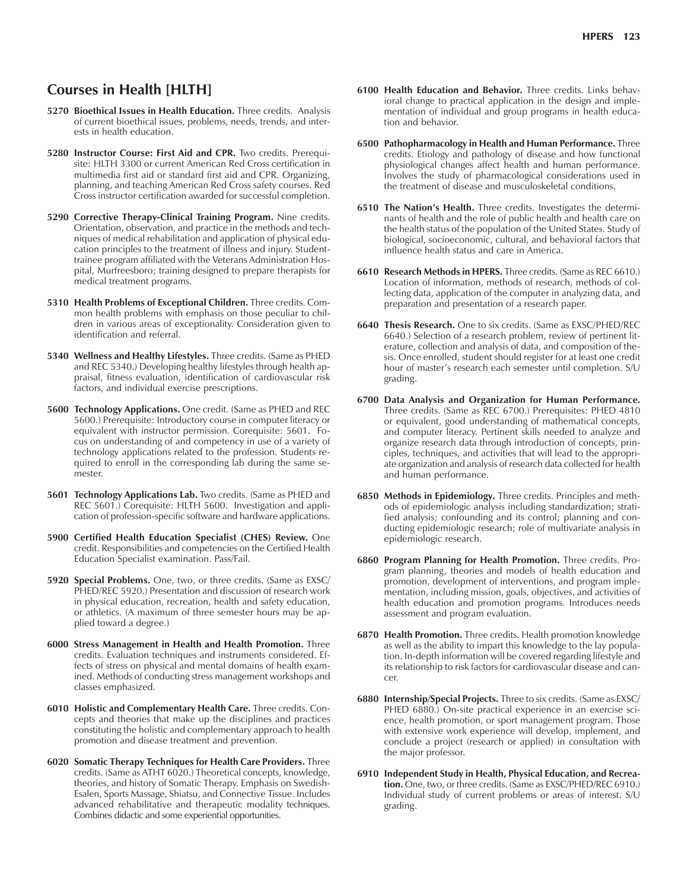## Courses in Health [HLTH]

**5270 Bioethical Issues in Health Education.** Three credits. Analysis of current bioethical issues, problems, needs, trends, and interests in health education.

**5280 Instructor Course: First Aid and CPR.** Two credits. Prerequisite: HLTH 3300 or current American Red Cross certification in multimedia first aid or standard first aid and CPR. Organizing, planning, and teaching American Red Cross safety courses. Red Cross instructor certification awarded for successful completion.

**5290 Corrective Therapy-Clinical Training Program.** Nine credits. Orientation, observation, and practice in the methods and techniques of medical rehabilitation and application of physical education principles to the treatment of illness and injury. Student-trainee program affiliated with the Veterans Administration Hospital, Murfreesboro; training designed to prepare therapists for medical treatment programs.

**5310 Health Problems of Exceptional Children.** Three credits. Common health problems with emphasis on those peculiar to children in various areas of exceptionality. Consideration given to identification and referral.

**5340 Wellness and Healthy Lifestyles.** Three credits. (Same as PHED and REC 5340.) Developing healthy lifestyles through health appraisal, fitness evaluation, identification of cardiovascular risk factors, and individual exercise prescriptions.

**5600 Technology Applications.** One credit. (Same as PHED and REC 5600.) Prerequisite: Introductory course in computer literacy or equivalent with instructor permission. Corequisite: 5601. Focus on understanding of and competency in use of a variety of technology applications related to the profession. Students required to enroll in the corresponding lab during the same semester.

**5601 Technology Applications Lab.** Two credits. (Same as PHED and REC 5601.) Corequisite: HLTH 5600. Investigation and application of profession-specific software and hardware applications.

**5900 Certified Health Education Specialist (CHES) Review.** One credit. Responsibilities and competencies on the Certified Health Education Specialist examination. Pass/Fail.

**5920 Special Problems.** One, two, or three credits. (Same as EXSC/PHED/REC 5920.) Presentation and discussion of research work in physical education, recreation, health and safety education, or athletics. (A maximum of three semester hours may be applied toward a degree.)

**6000 Stress Management in Health and Health Promotion.** Three credits. Evaluation techniques and instruments considered. Effects of stress on physical and mental domains of health examined. Methods of conducting stress management workshops and classes emphasized.

**6010 Holistic and Complementary Health Care.** Three credits. Concepts and theories that make up the disciplines and practices constituting the holistic and complementary approach to health promotion and disease treatment and prevention.

**6020 Somatic Therapy Techniques for Health Care Providers.** Three credits. (Same as ATHT 6020.) Theoretical concepts, knowledge, theories, and history of Somatic Therapy. Emphasis on Swedish-Esalen, Sports Massage, Shiatsu, and Connective Tissue. Includes advanced rehabilitative and therapeutic modality techniques. Combines didactic and some experiential opportunities.

**6100 Health Education and Behavior.** Three credits. Links behavioral change to practical application in the design and implementation of individual and group programs in health education and behavior.

**6500 Pathopharmacology in Health and Human Performance.** Three credits. Etiology and pathology of disease and how functional physiological changes affect health and human performance. Involves the study of pharmacological considerations used in the treatment of disease and musculoskeletal conditions.

**6510 The Nation's Health.** Three credits. Investigates the determinants of health and the role of public health and health care on the health status of the population of the United States. Study of biological, socioeconomic, cultural, and behavioral factors that influence health status and care in America.

**6610 Research Methods in HPERS.** Three credits. (Same as REC 6610.) Location of information, methods of research, methods of collecting data, application of the computer in analyzing data, and preparation and presentation of a research paper.

**6640 Thesis Research.** One to six credits. (Same as EXSC/PHED/REC 6640.) Selection of a research problem, review of pertinent literature, collection and analysis of data, and composition of thesis. Once enrolled, student should register for at least one credit hour of master's research each semester until completion. S/U grading.

**6700 Data Analysis and Organization for Human Performance.** Three credits. (Same as REC 6700.) Prerequisites: PHED 4810 or equivalent, good understanding of mathematical concepts, and computer literacy. Pertinent skills needed to analyze and organize research data through introduction of concepts, principles, techniques, and activities that will lead to the appropriate organization and analysis of research data collected for health and human performance.

**6850 Methods in Epidemiology.** Three credits. Principles and methods of epidemiologic analysis including standardization; stratified analysis; confounding and its control; planning and conducting epidemiologic research; role of multivariate analysis in epidemiologic research.

**6860 Program Planning for Health Promotion.** Three credits. Program planning, theories and models of health education and promotion, development of interventions, and program implementation, including mission, goals, objectives, and activities of health education and promotion programs. Introduces needs assessment and program evaluation.

**6870 Health Promotion.** Three credits. Health promotion knowledge as well as the ability to impart this knowledge to the lay population. In-depth information will be covered regarding lifestyle and its relationship to risk factors for cardiovascular disease and cancer.

**6880 Internship/Special Projects.** Three to six credits. (Same as EXSC/PHED 6880.) On-site practical experience in an exercise science, health promotion, or sport management program. Those with extensive work experience will develop, implement, and conclude a project (research or applied) in consultation with the major professor.

**6910 Independent Study in Health, Physical Education, and Recreation.** One, two, or three credits. (Same as EXSC/PHED/REC 6910.) Individual study of current problems or areas of interest. S/U grading.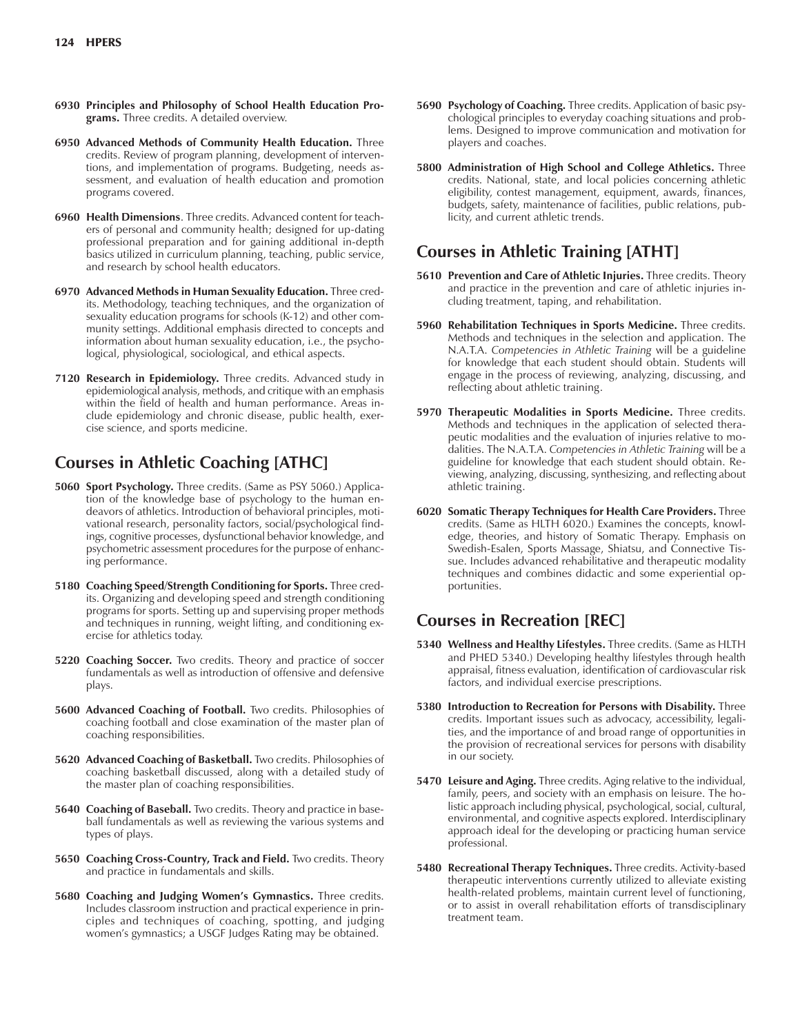**6930 Principles and Philosophy of School Health Education Programs.** Three credits. A detailed overview.

**6950 Advanced Methods of Community Health Education.** Three credits. Review of program planning, development of interventions, and implementation of programs. Budgeting, needs assessment, and evaluation of health education and promotion programs covered.

**6960 Health Dimensions**. Three credits. Advanced content for teachers of personal and community health; designed for up-dating professional preparation and for gaining additional in-depth basics utilized in curriculum planning, teaching, public service, and research by school health educators.

**6970 Advanced Methods in Human Sexuality Education.** Three credits. Methodology, teaching techniques, and the organization of sexuality education programs for schools (K-12) and other community settings. Additional emphasis directed to concepts and information about human sexuality education, i.e., the psychological, physiological, sociological, and ethical aspects.

**7120 Research in Epidemiology.** Three credits. Advanced study in epidemiological analysis, methods, and critique with an emphasis within the field of health and human performance. Areas include epidemiology and chronic disease, public health, exercise science, and sports medicine.

## Courses in Athletic Coaching [ATHC]

**5060 Sport Psychology.** Three credits. (Same as PSY 5060.) Application of the knowledge base of psychology to the human endeavors of athletics. Introduction of behavioral principles, motivational research, personality factors, social/psychological findings, cognitive processes, dysfunctional behavior knowledge, and psychometric assessment procedures for the purpose of enhancing performance.

**5180 Coaching Speed/Strength Conditioning for Sports.** Three credits. Organizing and developing speed and strength conditioning programs for sports. Setting up and supervising proper methods and techniques in running, weight lifting, and conditioning exercise for athletics today.

**5220 Coaching Soccer.** Two credits. Theory and practice of soccer fundamentals as well as introduction of offensive and defensive plays.

**5600 Advanced Coaching of Football.** Two credits. Philosophies of coaching football and close examination of the master plan of coaching responsibilities.

**5620 Advanced Coaching of Basketball.** Two credits. Philosophies of coaching basketball discussed, along with a detailed study of the master plan of coaching responsibilities.

**5640 Coaching of Baseball.** Two credits. Theory and practice in baseball fundamentals as well as reviewing the various systems and types of plays.

**5650 Coaching Cross-Country, Track and Field.** Two credits. Theory and practice in fundamentals and skills.

**5680 Coaching and Judging Women's Gymnastics.** Three credits. Includes classroom instruction and practical experience in principles and techniques of coaching, spotting, and judging women's gymnastics; a USGF Judges Rating may be obtained.

**5690 Psychology of Coaching.** Three credits. Application of basic psychological principles to everyday coaching situations and problems. Designed to improve communication and motivation for players and coaches.

**5800 Administration of High School and College Athletics.** Three credits. National, state, and local policies concerning athletic eligibility, contest management, equipment, awards, finances, budgets, safety, maintenance of facilities, public relations, publicity, and current athletic trends.

## Courses in Athletic Training [ATHT]

**5610 Prevention and Care of Athletic Injuries.** Three credits. Theory and practice in the prevention and care of athletic injuries including treatment, taping, and rehabilitation.

**5960 Rehabilitation Techniques in Sports Medicine.** Three credits. Methods and techniques in the selection and application. The N.A.T.A. *Competencies in Athletic Training* will be a guideline for knowledge that each student should obtain. Students will engage in the process of reviewing, analyzing, discussing, and reflecting about athletic training.

**5970 Therapeutic Modalities in Sports Medicine.** Three credits. Methods and techniques in the application of selected therapeutic modalities and the evaluation of injuries relative to modalities. The N.A.T.A. *Competencies in Athletic Training* will be a guideline for knowledge that each student should obtain. Reviewing, analyzing, discussing, synthesizing, and reflecting about athletic training.

**6020 Somatic Therapy Techniques for Health Care Providers.** Three credits. (Same as HLTH 6020.) Examines the concepts, knowledge, theories, and history of Somatic Therapy. Emphasis on Swedish-Esalen, Sports Massage, Shiatsu, and Connective Tissue. Includes advanced rehabilitative and therapeutic modality techniques and combines didactic and some experiential opportunities.

## Courses in Recreation [REC]

**5340 Wellness and Healthy Lifestyles.** Three credits. (Same as HLTH and PHED 5340.) Developing healthy lifestyles through health appraisal, fitness evaluation, identification of cardiovascular risk factors, and individual exercise prescriptions.

**5380 Introduction to Recreation for Persons with Disability.** Three credits. Important issues such as advocacy, accessibility, legalities, and the importance of and broad range of opportunities in the provision of recreational services for persons with disability in our society.

**5470 Leisure and Aging.** Three credits. Aging relative to the individual, family, peers, and society with an emphasis on leisure. The holistic approach including physical, psychological, social, cultural, environmental, and cognitive aspects explored. Interdisciplinary approach ideal for the developing or practicing human service professional.

**5480 Recreational Therapy Techniques.** Three credits. Activity-based therapeutic interventions currently utilized to alleviate existing health-related problems, maintain current level of functioning, or to assist in overall rehabilitation efforts of transdisciplinary treatment team.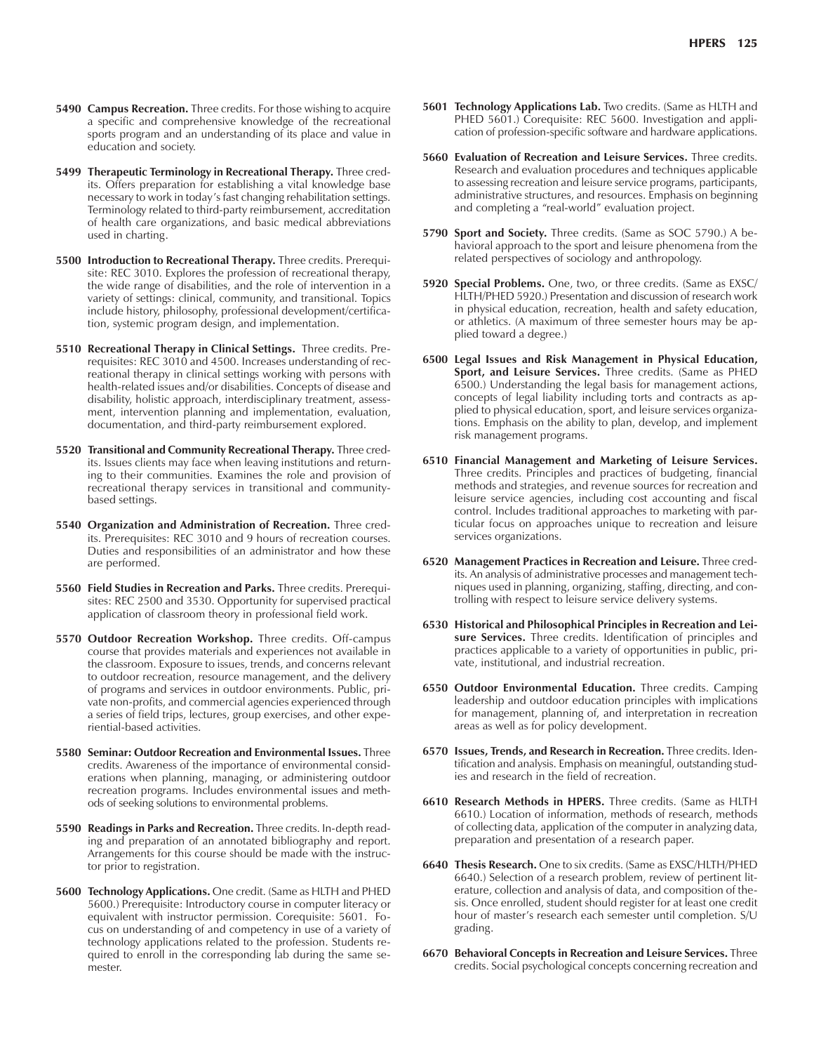**5490 Campus Recreation.** Three credits. For those wishing to acquire a specific and comprehensive knowledge of the recreational sports program and an understanding of its place and value in education and society.

**5499 Therapeutic Terminology in Recreational Therapy.** Three credits. Offers preparation for establishing a vital knowledge base necessary to work in today's fast changing rehabilitation settings. Terminology related to third-party reimbursement, accreditation of health care organizations, and basic medical abbreviations used in charting.

**5500 Introduction to Recreational Therapy.** Three credits. Prerequisite: REC 3010. Explores the profession of recreational therapy, the wide range of disabilities, and the role of intervention in a variety of settings: clinical, community, and transitional. Topics include history, philosophy, professional development/certification, systemic program design, and implementation.

**5510 Recreational Therapy in Clinical Settings.** Three credits. Prerequisites: REC 3010 and 4500. Increases understanding of recreational therapy in clinical settings working with persons with health-related issues and/or disabilities. Concepts of disease and disability, holistic approach, interdisciplinary treatment, assessment, intervention planning and implementation, evaluation, documentation, and third-party reimbursement explored.

**5520 Transitional and Community Recreational Therapy.** Three credits. Issues clients may face when leaving institutions and returning to their communities. Examines the role and provision of recreational therapy services in transitional and community-based settings.

**5540 Organization and Administration of Recreation.** Three credits. Prerequisites: REC 3010 and 9 hours of recreation courses. Duties and responsibilities of an administrator and how these are performed.

**5560 Field Studies in Recreation and Parks.** Three credits. Prerequisites: REC 2500 and 3530. Opportunity for supervised practical application of classroom theory in professional field work.

**5570 Outdoor Recreation Workshop.** Three credits. Off-campus course that provides materials and experiences not available in the classroom. Exposure to issues, trends, and concerns relevant to outdoor recreation, resource management, and the delivery of programs and services in outdoor environments. Public, private non-profits, and commercial agencies experienced through a series of field trips, lectures, group exercises, and other experiential-based activities.

**5580 Seminar: Outdoor Recreation and Environmental Issues.** Three credits. Awareness of the importance of environmental considerations when planning, managing, or administering outdoor recreation programs. Includes environmental issues and methods of seeking solutions to environmental problems.

**5590 Readings in Parks and Recreation.** Three credits. In-depth reading and preparation of an annotated bibliography and report. Arrangements for this course should be made with the instructor prior to registration.

**5600 Technology Applications.** One credit. (Same as HLTH and PHED 5600.) Prerequisite: Introductory course in computer literacy or equivalent with instructor permission. Corequisite: 5601. Focus on understanding of and competency in use of a variety of technology applications related to the profession. Students required to enroll in the corresponding lab during the same semester.

**5601 Technology Applications Lab.** Two credits. (Same as HLTH and PHED 5601.) Corequisite: REC 5600. Investigation and application of profession-specific software and hardware applications.

**5660 Evaluation of Recreation and Leisure Services.** Three credits. Research and evaluation procedures and techniques applicable to assessing recreation and leisure service programs, participants, administrative structures, and resources. Emphasis on beginning and completing a "real-world" evaluation project.

**5790 Sport and Society.** Three credits. (Same as SOC 5790.) A behavioral approach to the sport and leisure phenomena from the related perspectives of sociology and anthropology.

**5920 Special Problems.** One, two, or three credits. (Same as EXSC/HLTH/PHED 5920.) Presentation and discussion of research work in physical education, recreation, health and safety education, or athletics. (A maximum of three semester hours may be applied toward a degree.)

**6500 Legal Issues and Risk Management in Physical Education, Sport, and Leisure Services.** Three credits. (Same as PHED 6500.) Understanding the legal basis for management actions, concepts of legal liability including torts and contracts as applied to physical education, sport, and leisure services organizations. Emphasis on the ability to plan, develop, and implement risk management programs.

**6510 Financial Management and Marketing of Leisure Services.** Three credits. Principles and practices of budgeting, financial methods and strategies, and revenue sources for recreation and leisure service agencies, including cost accounting and fiscal control. Includes traditional approaches to marketing with particular focus on approaches unique to recreation and leisure services organizations.

**6520 Management Practices in Recreation and Leisure.** Three credits. An analysis of administrative processes and management techniques used in planning, organizing, staffing, directing, and controlling with respect to leisure service delivery systems.

**6530 Historical and Philosophical Principles in Recreation and Leisure Services.** Three credits. Identification of principles and practices applicable to a variety of opportunities in public, private, institutional, and industrial recreation.

**6550 Outdoor Environmental Education.** Three credits. Camping leadership and outdoor education principles with implications for management, planning of, and interpretation in recreation areas as well as for policy development.

**6570 Issues, Trends, and Research in Recreation.** Three credits. Identification and analysis. Emphasis on meaningful, outstanding studies and research in the field of recreation.

**6610 Research Methods in HPERS.** Three credits. (Same as HLTH 6610.) Location of information, methods of research, methods of collecting data, application of the computer in analyzing data, preparation and presentation of a research paper.

**6640 Thesis Research.** One to six credits. (Same as EXSC/HLTH/PHED 6640.) Selection of a research problem, review of pertinent literature, collection and analysis of data, and composition of thesis. Once enrolled, student should register for at least one credit hour of master's research each semester until completion. S/U grading.

**6670 Behavioral Concepts in Recreation and Leisure Services.** Three credits. Social psychological concepts concerning recreation and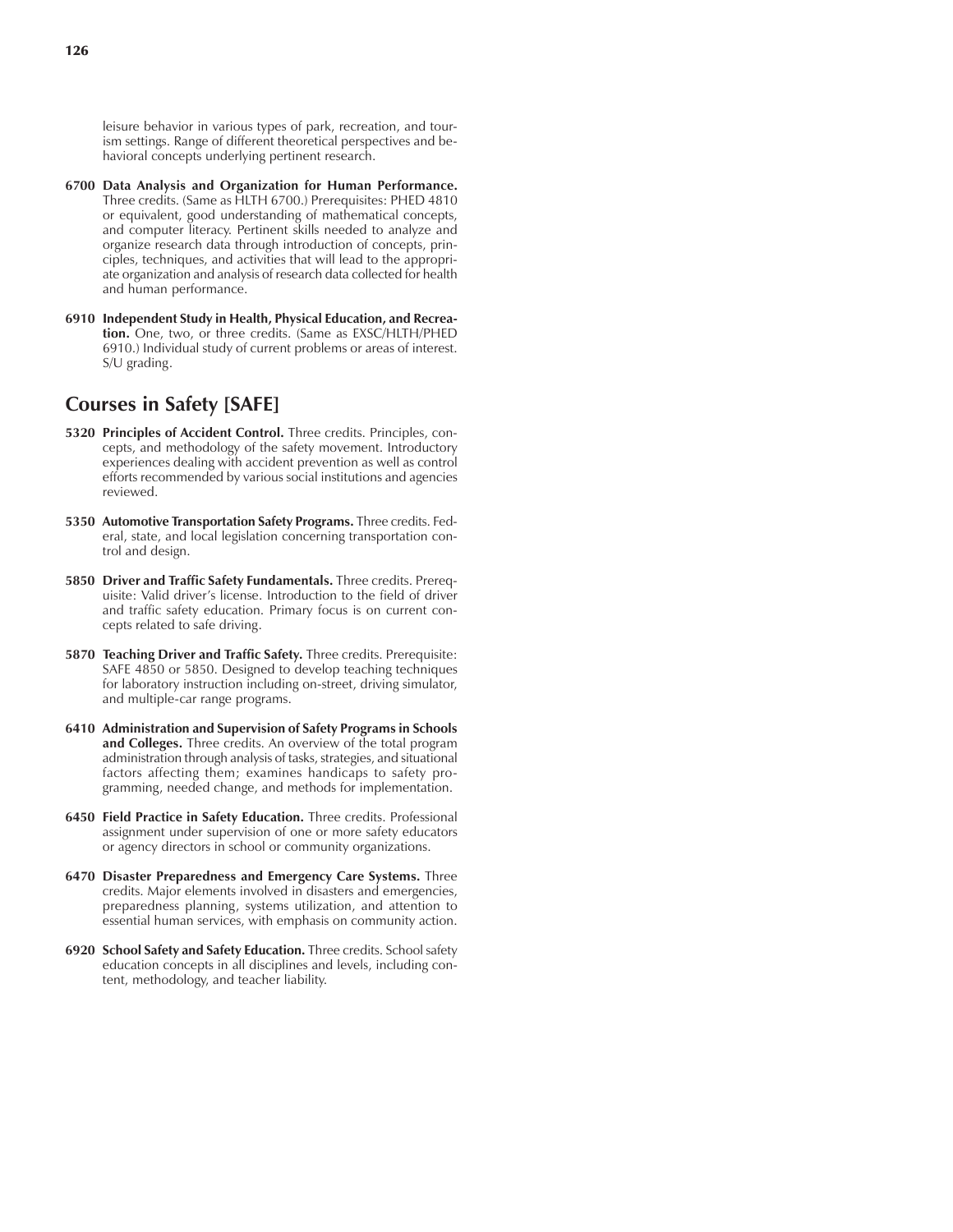leisure behavior in various types of park, recreation, and tourism settings. Range of different theoretical perspectives and behavioral concepts underlying pertinent research.

**6700 Data Analysis and Organization for Human Performance.** Three credits. (Same as HLTH 6700.) Prerequisites: PHED 4810 or equivalent, good understanding of mathematical concepts, and computer literacy. Pertinent skills needed to analyze and organize research data through introduction of concepts, principles, techniques, and activities that will lead to the appropriate organization and analysis of research data collected for health and human performance.

**6910 Independent Study in Health, Physical Education, and Recreation.** One, two, or three credits. (Same as EXSC/HLTH/PHED 6910.) Individual study of current problems or areas of interest. S/U grading.

## Courses in Safety [SAFE]

**5320 Principles of Accident Control.** Three credits. Principles, concepts, and methodology of the safety movement. Introductory experiences dealing with accident prevention as well as control efforts recommended by various social institutions and agencies reviewed.

**5350 Automotive Transportation Safety Programs.** Three credits. Federal, state, and local legislation concerning transportation control and design.

**5850 Driver and Traffic Safety Fundamentals.** Three credits. Prerequisite: Valid driver's license. Introduction to the field of driver and traffic safety education. Primary focus is on current concepts related to safe driving.

**5870 Teaching Driver and Traffic Safety.** Three credits. Prerequisite: SAFE 4850 or 5850. Designed to develop teaching techniques for laboratory instruction including on-street, driving simulator, and multiple-car range programs.

**6410 Administration and Supervision of Safety Programs in Schools and Colleges.** Three credits. An overview of the total program administration through analysis of tasks, strategies, and situational factors affecting them; examines handicaps to safety programming, needed change, and methods for implementation.

**6450 Field Practice in Safety Education.** Three credits. Professional assignment under supervision of one or more safety educators or agency directors in school or community organizations.

**6470 Disaster Preparedness and Emergency Care Systems.** Three credits. Major elements involved in disasters and emergencies, preparedness planning, systems utilization, and attention to essential human services, with emphasis on community action.

**6920 School Safety and Safety Education.** Three credits. School safety education concepts in all disciplines and levels, including content, methodology, and teacher liability.